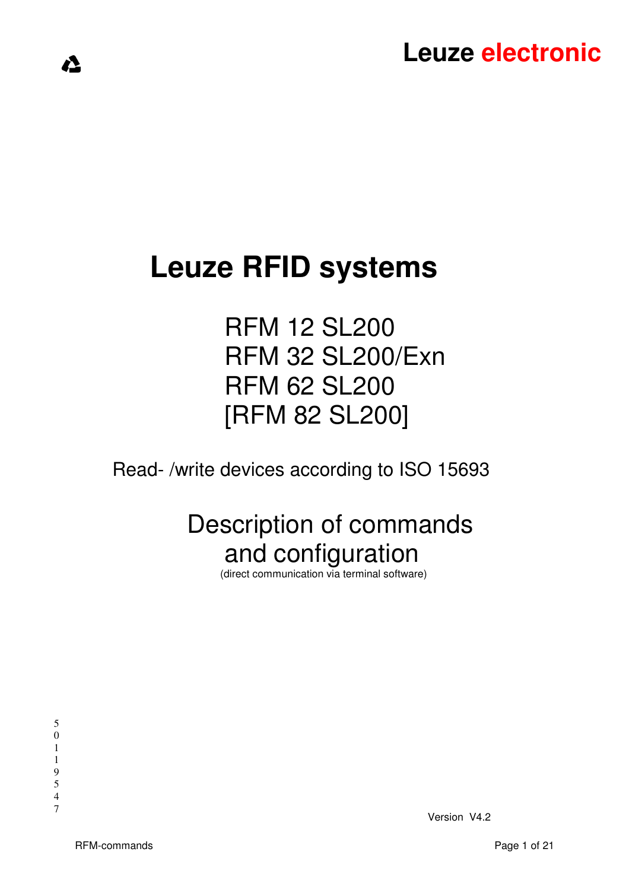Leuze electronic

# Leuze RFID systems

RFM 12 SL200
RFM 32 SL200/Exn
RFM 62 SL200
[RFM 82 SL200]

Read- /write devices according to ISO 15693

## Description of commands and configuration

(direct communication via terminal software)

50119547

Version V4.2

RFM-commands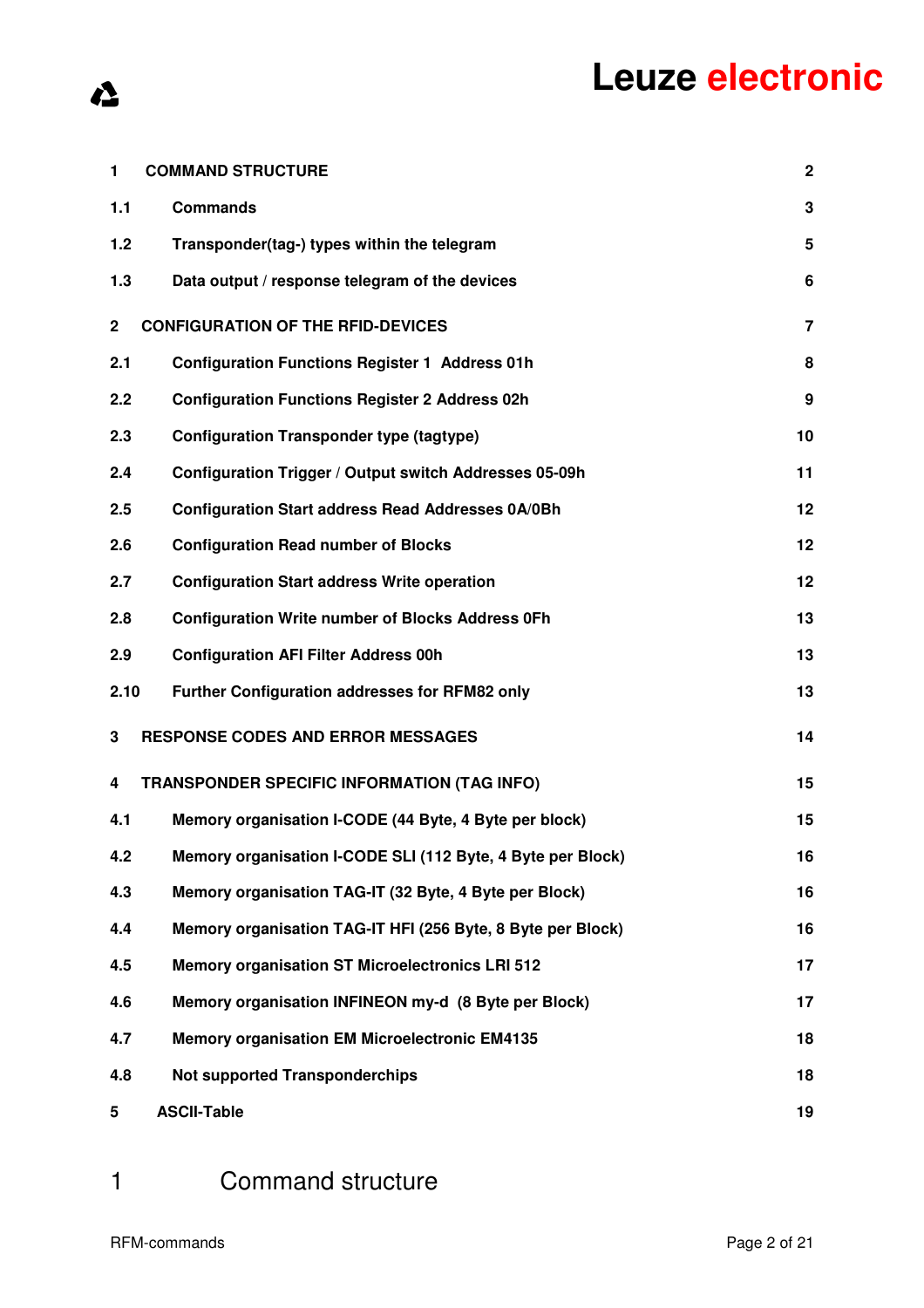| | | |
|---|---|---|
| **1** | **COMMAND STRUCTURE** | **2** |
| **1.1** | **Commands** | **3** |
| **1.2** | **Transponder(tag-) types within the telegram** | **5** |
| **1.3** | **Data output / response telegram of the devices** | **6** |
| **2** | **CONFIGURATION OF THE RFID-DEVICES** | **7** |
| **2.1** | **Configuration Functions Register 1 Address 01h** | **8** |
| **2.2** | **Configuration Functions Register 2 Address 02h** | **9** |
| **2.3** | **Configuration Transponder type (tagtype)** | **10** |
| **2.4** | **Configuration Trigger / Output switch Addresses 05-09h** | **11** |
| **2.5** | **Configuration Start address Read Addresses 0A/0Bh** | **12** |
| **2.6** | **Configuration Read number of Blocks** | **12** |
| **2.7** | **Configuration Start address Write operation** | **12** |
| **2.8** | **Configuration Write number of Blocks Address 0Fh** | **13** |
| **2.9** | **Configuration AFI Filter Address 00h** | **13** |
| **2.10** | **Further Configuration addresses for RFM82 only** | **13** |
| **3** | **RESPONSE CODES AND ERROR MESSAGES** | **14** |
| **4** | **TRANSPONDER SPECIFIC INFORMATION (TAG INFO)** | **15** |
| **4.1** | **Memory organisation I-CODE (44 Byte, 4 Byte per block)** | **15** |
| **4.2** | **Memory organisation I-CODE SLI (112 Byte, 4 Byte per Block)** | **16** |
| **4.3** | **Memory organisation TAG-IT (32 Byte, 4 Byte per Block)** | **16** |
| **4.4** | **Memory organisation TAG-IT HFI (256 Byte, 8 Byte per Block)** | **16** |
| **4.5** | **Memory organisation ST Microelectronics LRI 512** | **17** |
| **4.6** | **Memory organisation INFINEON my-d (8 Byte per Block)** | **17** |
| **4.7** | **Memory organisation EM Microelectronic EM4135** | **18** |
| **4.8** | **Not supported Transponderchips** | **18** |
| **5** | **ASCII-Table** | **19** |

# 1 Command structure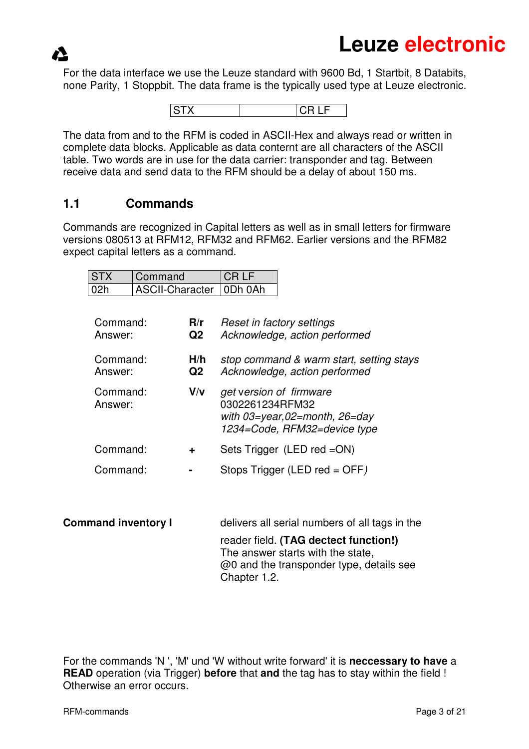For the data interface we use the Leuze standard with 9600 Bd, 1 Startbit, 8 Databits, none Parity, 1 Stoppbit. The data frame is the typically used type at Leuze electronic.

| STX | | CR LF |
|---|---|---|

The data from and to the RFM is coded in ASCII-Hex and always read or written in complete data blocks. Applicable as data conternt are all characters of the ASCII table. Two words are in use for the data carrier: transponder and tag. Between receive data and send data to the RFM should be a delay of about 150 ms.

## 1.1 Commands

Commands are recognized in Capital letters as well as in small letters for firmware versions 080513 at RFM12, RFM32 and RFM62. Earlier versions and the RFM82 expect capital letters as a command.

| STX | Command | CR LF |
|---|---|---|
| 02h | ASCII-Character | 0Dh 0Ah |

| | | |
|---|---|---|
| Command: | **R/r** | *Reset in factory settings* |
| Answer: | **Q2** | *Acknowledge, action performed* |
| Command: | **H/h** | *stop command & warm start, setting stays* |
| Answer: | **Q2** | *Acknowledge, action performed* |
| Command: | **V/v** | *get version of firmware* |
| Answer: | | 0302261234RFM32<br>*with 03=year,02=month, 26=day*<br>*1234=Code, RFM32=device type* |
| Command: | **+** | Sets Trigger (LED red =ON) |
| Command: | **-** | Stops Trigger (LED red = OFF*)* |

**Command inventory I** delivers all serial numbers of all tags in the reader field. **(TAG dectect function!)**
The answer starts with the state,
@0 and the transponder type, details see Chapter 1.2.

For the commands 'N ', 'M' und 'W without write forward' it is **neccessary to have** a **READ** operation (via Trigger) **before** that **and** the tag has to stay within the field ! Otherwise an error occurs.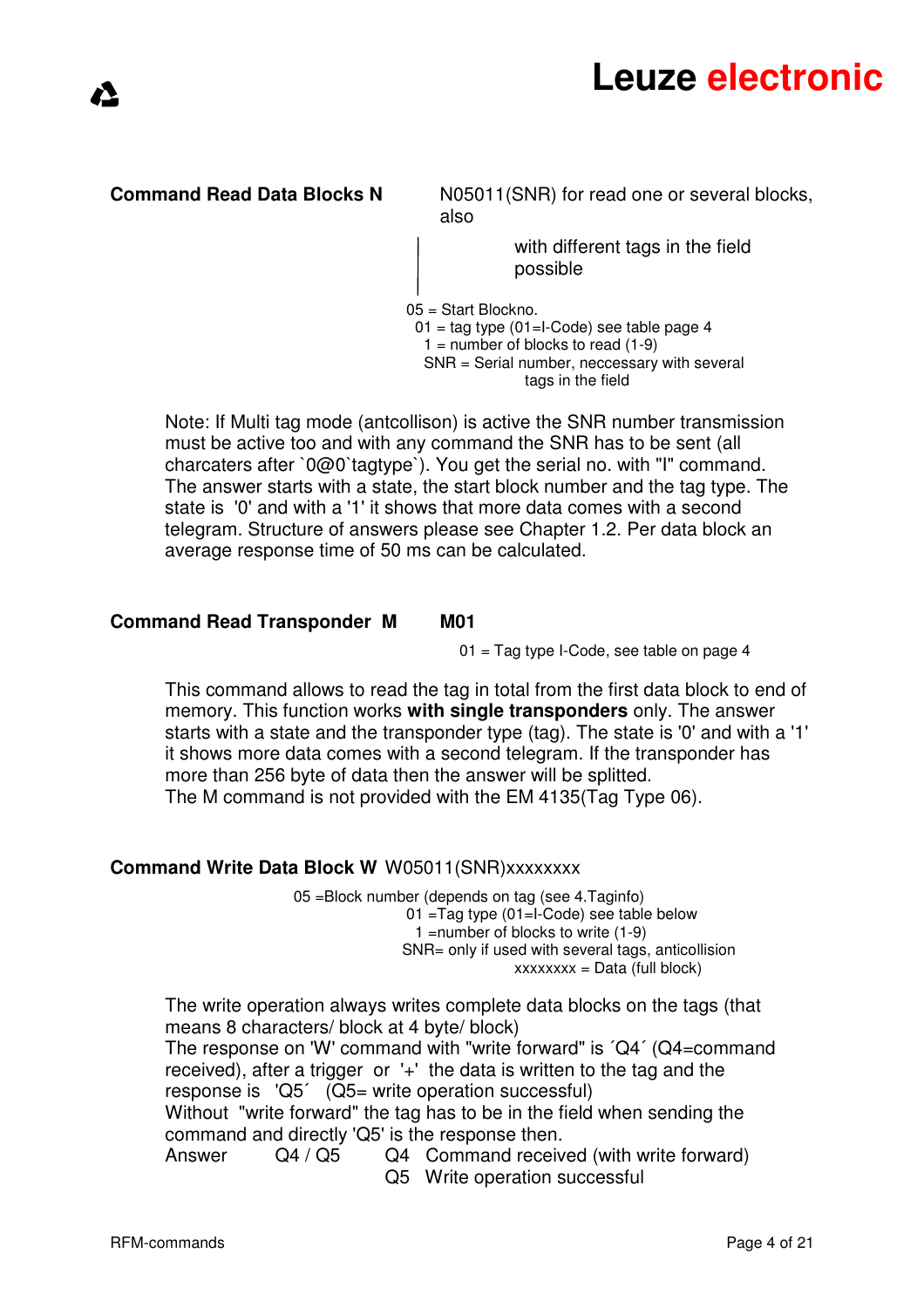**Command Read Data Blocks N** N05011(SNR) for read one or several blocks, also with different tags in the field possible

05 = Start Blockno.
01 = tag type (01=I-Code) see table page 4
1 = number of blocks to read (1-9)
SNR = Serial number, neccessary with several tags in the field

Note: If Multi tag mode (antcollison) is active the SNR number transmission must be active too and with any command the SNR has to be sent (all charcaters after `0@0`tagtype`). You get the serial no. with "I" command. The answer starts with a state, the start block number and the tag type. The state is '0' and with a '1' it shows that more data comes with a second telegram. Structure of answers please see Chapter 1.2. Per data block an average response time of 50 ms can be calculated.

**Command Read Transponder M** **M01**

01 = Tag type I-Code, see table on page 4

This command allows to read the tag in total from the first data block to end of memory. This function works **with single transponders** only. The answer starts with a state and the transponder type (tag). The state is '0' and with a '1' it shows more data comes with a second telegram. If the transponder has more than 256 byte of data then the answer will be splitted.
The M command is not provided with the EM 4135(Tag Type 06).

**Command Write Data Block W** W05011(SNR)xxxxxxxx

05 =Block number (depends on tag (see 4.Taginfo)
01 =Tag type (01=I-Code) see table below
1 =number of blocks to write (1-9)
SNR= only if used with several tags, anticollision
xxxxxxxx = Data (full block)

The write operation always writes complete data blocks on the tags (that means 8 characters/ block at 4 byte/ block)
The response on 'W' command with "write forward" is ´Q4´ (Q4=command received), after a trigger or '+' the data is written to the tag and the response is 'Q5´ (Q5= write operation successful)
Without "write forward" the tag has to be in the field when sending the command and directly 'Q5' is the response then.

Answer Q4 / Q5

Q4 Command received (with write forward)
Q5 Write operation successful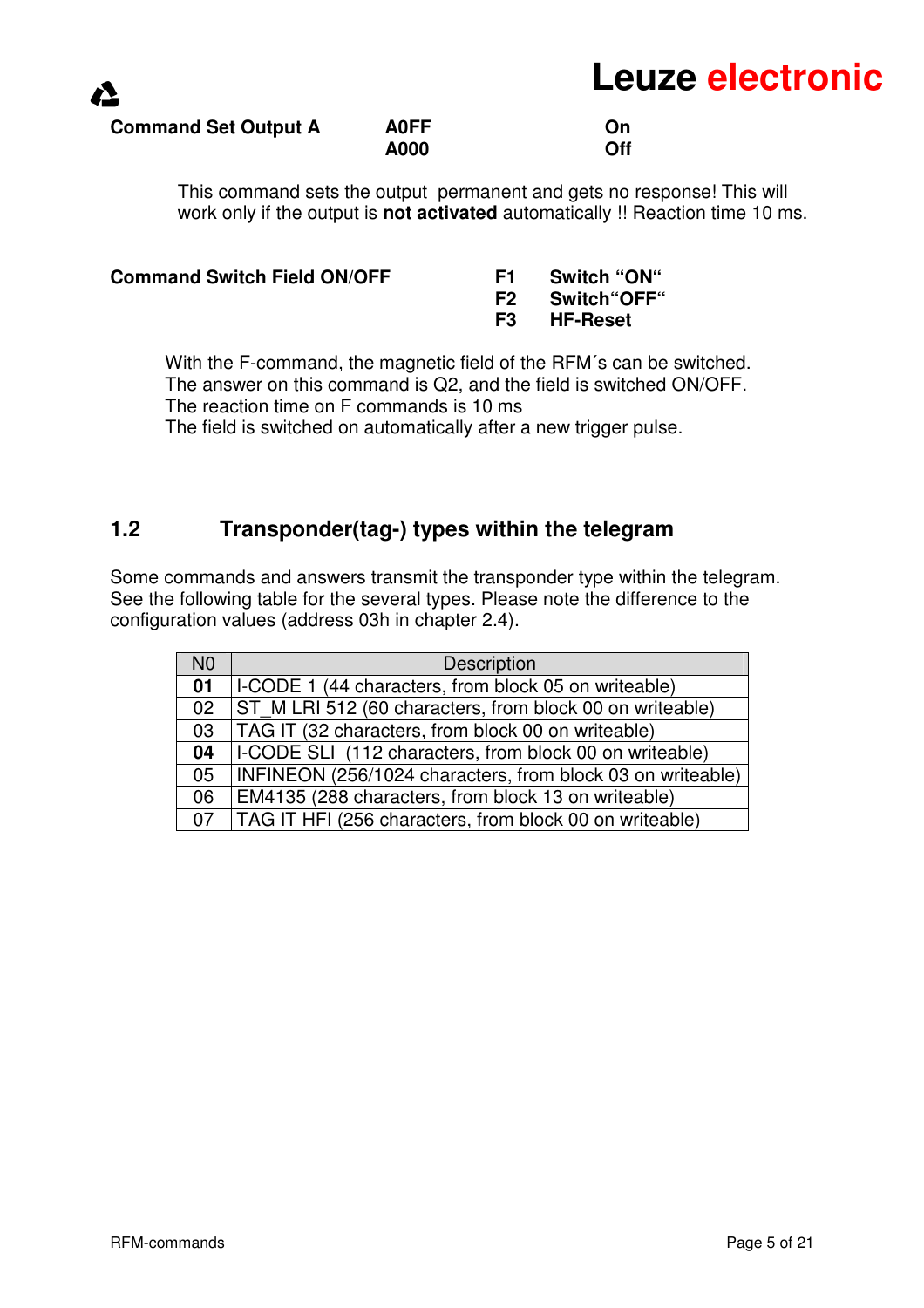**Command Set Output A** **A0FF** **On**
**A000** **Off**

This command sets the output permanent and gets no response! This will work only if the output is **not activated** automatically !! Reaction time 10 ms.

**Command Switch Field ON/OFF**

**F1** **Switch "ON"**
**F2** **Switch"OFF"**
**F3** **HF-Reset**

With the F-command, the magnetic field of the RFM´s can be switched.
The answer on this command is Q2, and the field is switched ON/OFF.
The reaction time on F commands is 10 ms
The field is switched on automatically after a new trigger pulse.

## 1.2 Transponder(tag-) types within the telegram

Some commands and answers transmit the transponder type within the telegram. See the following table for the several types. Please note the difference to the configuration values (address 03h in chapter 2.4).

| N0 | Description |
|---|---|
| **01** | I-CODE 1 (44 characters, from block 05 on writeable) |
| 02 | ST_M LRI 512 (60 characters, from block 00 on writeable) |
| 03 | TAG IT (32 characters, from block 00 on writeable) |
| **04** | I-CODE SLI (112 characters, from block 00 on writeable) |
| 05 | INFINEON (256/1024 characters, from block 03 on writeable) |
| 06 | EM4135 (288 characters, from block 13 on writeable) |
| 07 | TAG IT HFI (256 characters, from block 00 on writeable) |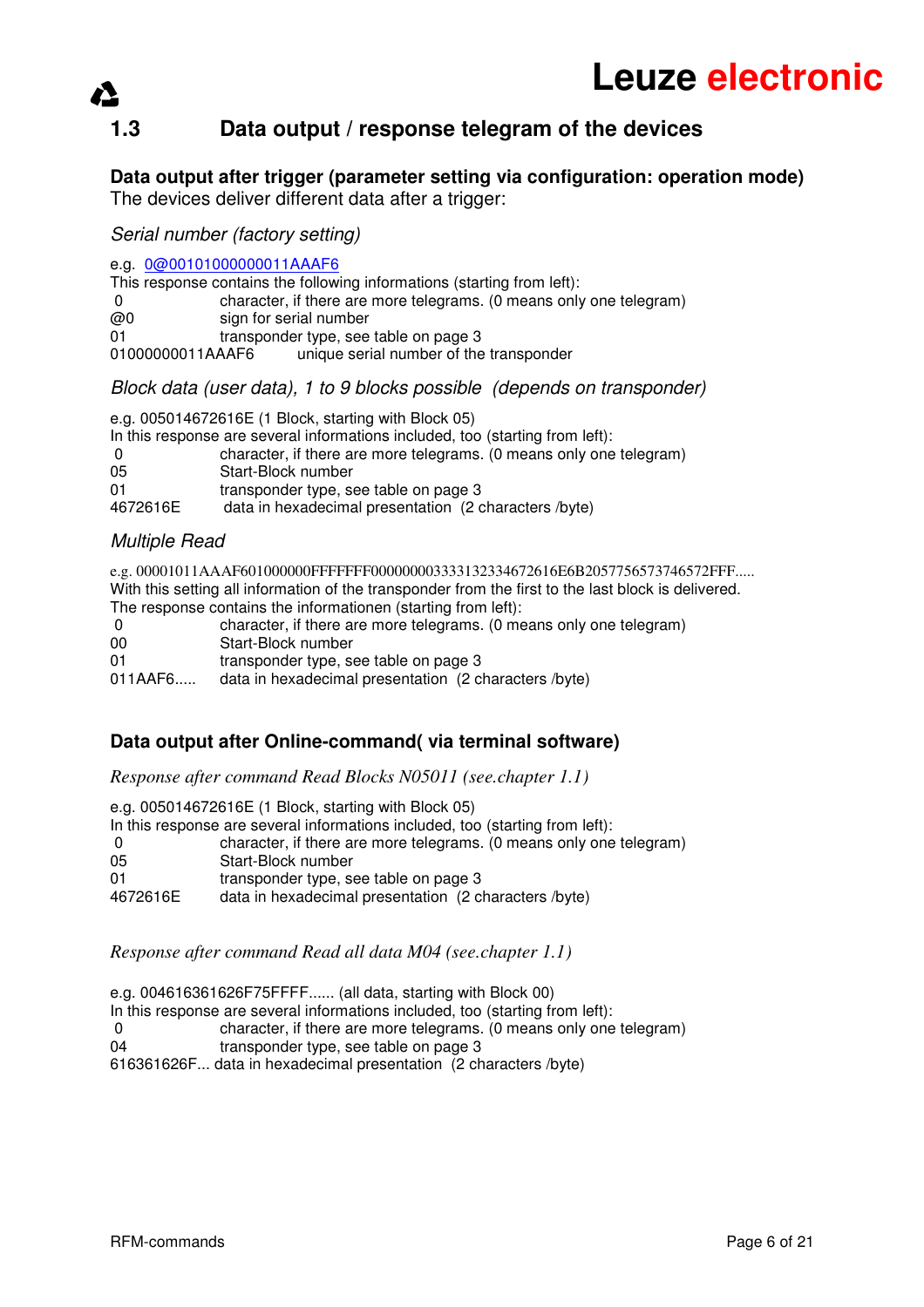## 1.3 Data output / response telegram of the devices

**Data output after trigger (parameter setting via configuration: operation mode)**
The devices deliver different data after a trigger:

*Serial number (factory setting)*

e.g. 0@00101000000011AAAF6
This response contains the following informations (starting from left):

| | |
|---|---|
| 0 | character, if there are more telegrams. (0 means only one telegram) |
| @0 | sign for serial number |
| 01 | transponder type, see table on page 3 |
| 01000000011AAAF6 | unique serial number of the transponder |

*Block data (user data), 1 to 9 blocks possible (depends on transponder)*

e.g. 005014672616E (1 Block, starting with Block 05)
In this response are several informations included, too (starting from left):

| | |
|---|---|
| 0 | character, if there are more telegrams. (0 means only one telegram) |
| 05 | Start-Block number |
| 01 | transponder type, see table on page 3 |
| 4672616E | data in hexadecimal presentation (2 characters /byte) |

*Multiple Read*

e.g. 00001011AAAF601000000FFFFFFF000000003333132334672616E6B20577565737465 72FFF.....
With this setting all information of the transponder from the first to the last block is delivered.
The response contains the informationen (starting from left):

| | |
|---|---|
| 0 | character, if there are more telegrams. (0 means only one telegram) |
| 00 | Start-Block number |
| 01 | transponder type, see table on page 3 |
| 011AAF6..... | data in hexadecimal presentation (2 characters /byte) |

**Data output after Online-command( via terminal software)**

*Response after command Read Blocks N05011 (see.chapter 1.1)*

e.g. 005014672616E (1 Block, starting with Block 05)
In this response are several informations included, too (starting from left):

| | |
|---|---|
| 0 | character, if there are more telegrams. (0 means only one telegram) |
| 05 | Start-Block number |
| 01 | transponder type, see table on page 3 |
| 4672616E | data in hexadecimal presentation (2 characters /byte) |

*Response after command Read all data M04 (see.chapter 1.1)*

e.g. 004616361626F75FFFF...... (all data, starting with Block 00)
In this response are several informations included, too (starting from left):

| | |
|---|---|
| 0 | character, if there are more telegrams. (0 means only one telegram) |
| 04 | transponder type, see table on page 3 |

616361626F... data in hexadecimal presentation (2 characters /byte)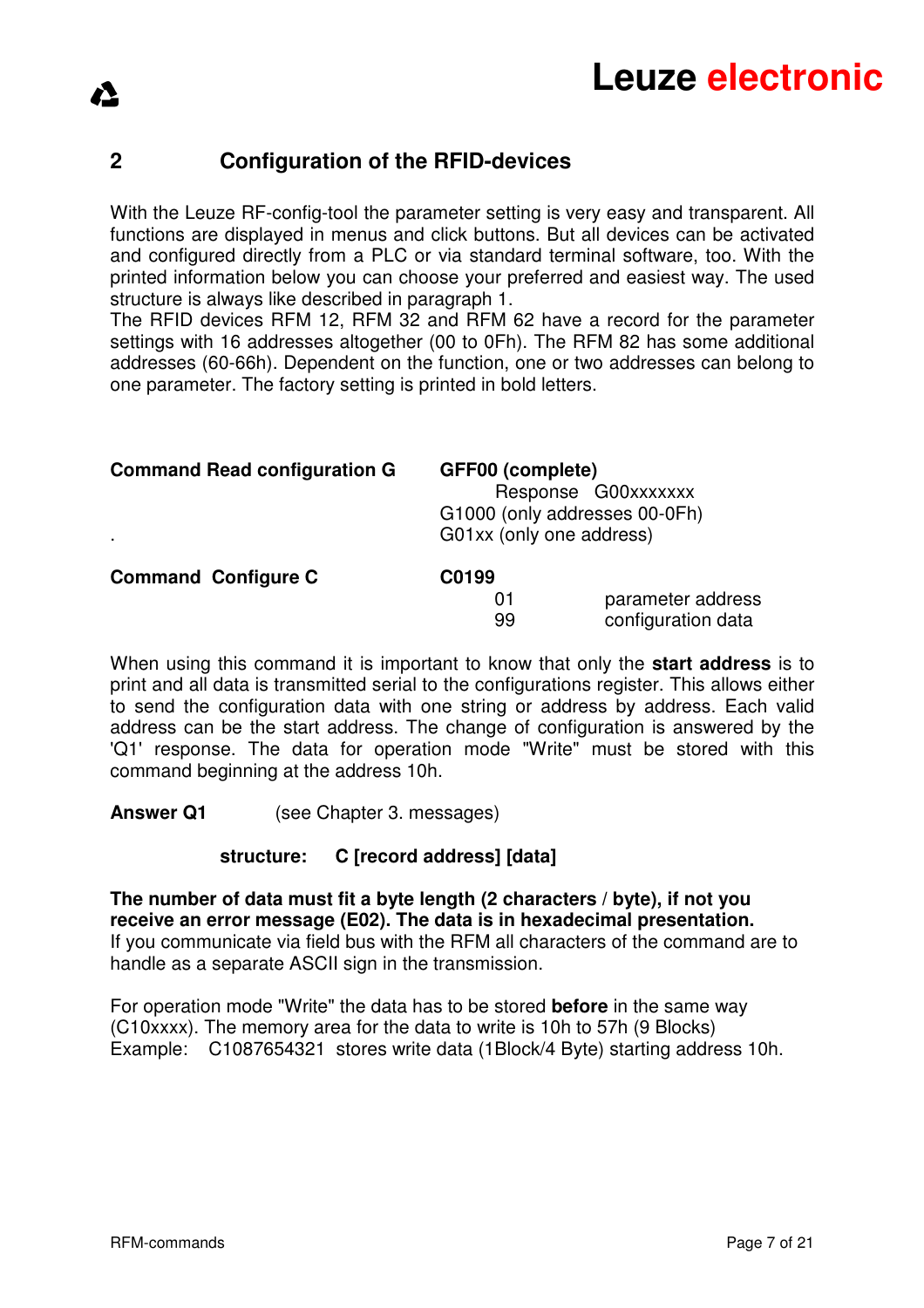## 2 Configuration of the RFID-devices

With the Leuze RF-config-tool the parameter setting is very easy and transparent. All functions are displayed in menus and click buttons. But all devices can be activated and configured directly from a PLC or via standard terminal software, too. With the printed information below you can choose your preferred and easiest way. The used structure is always like described in paragraph 1.
The RFID devices RFM 12, RFM 32 and RFM 62 have a record for the parameter settings with 16 addresses altogether (00 to 0Fh). The RFM 82 has some additional addresses (60-66h). Dependent on the function, one or two addresses can belong to one parameter. The factory setting is printed in bold letters.

| | |
|---|---|
| **Command Read configuration G** | **GFF00 (complete)** |
| | Response G00xxxxxxx |
| | G1000 (only addresses 00-0Fh) |
| . | G01xx (only one address) |

| | | |
|---|---|---|
| **Command Configure C** | **C0199** | |
| | 01 | parameter address |
| | 99 | configuration data |

When using this command it is important to know that only the **start address** is to print and all data is transmitted serial to the configurations register. This allows either to send the configuration data with one string or address by address. Each valid address can be the start address. The change of configuration is answered by the 'Q1' response. The data for operation mode "Write" must be stored with this command beginning at the address 10h.

**Answer Q1** (see Chapter 3. messages)

**structure: C [record address] [data]**

**The number of data must fit a byte length (2 characters / byte), if not you receive an error message (E02). The data is in hexadecimal presentation.**
If you communicate via field bus with the RFM all characters of the command are to handle as a separate ASCII sign in the transmission.

For operation mode "Write" the data has to be stored **before** in the same way (C10xxxx). The memory area for the data to write is 10h to 57h (9 Blocks)
Example: C1087654321 stores write data (1Block/4 Byte) starting address 10h.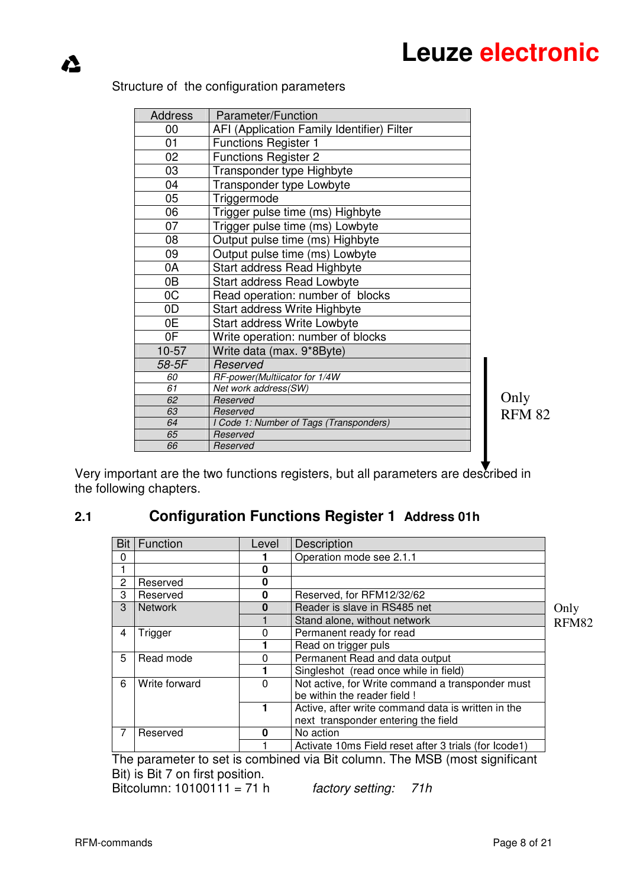Structure of the configuration parameters

| Address | Parameter/Function |
|---|---|
| 00 | AFI (Application Family Identifier) Filter |
| 01 | Functions Register 1 |
| 02 | Functions Register 2 |
| 03 | Transponder type Highbyte |
| 04 | Transponder type Lowbyte |
| 05 | Triggermode |
| 06 | Trigger pulse time (ms) Highbyte |
| 07 | Trigger pulse time (ms) Lowbyte |
| 08 | Output pulse time (ms) Highbyte |
| 09 | Output pulse time (ms) Lowbyte |
| 0A | Start address Read Highbyte |
| 0B | Start address Read Lowbyte |
| 0C | Read operation: number of blocks |
| 0D | Start address Write Highbyte |
| 0E | Start address Write Lowbyte |
| 0F | Write operation: number of blocks |
| 10-57 | Write data (max. 9*8Byte) |
| *58-5F* | *Reserved* |
| *60* | *RF-power(Multiicator for 1/4W* |
| *61* | *Net work address(SW)* |
| *62* | *Reserved* |
| *63* | *Reserved* |
| *64* | *I Code 1: Number of Tags (Transponders)* |
| *65* | *Reserved* |
| *66* | *Reserved* |

Only RFM 82 (addresses 60–66)

Very important are the two functions registers, but all parameters are described in the following chapters.

## 2.1 Configuration Functions Register 1 Address 01h

| Bit | Function | Level | Description |
|---|---|---|---|
| 0 | | **1** | Operation mode see 2.1.1 |
| 1 | | **0** | |
| 2 | Reserved | **0** | |
| 3 | Reserved | **0** | Reserved, for RFM12/32/62 |
| 3 | Network | **0** | Reader is slave in RS485 net (Only RFM82) |
| | | 1 | Stand alone, without network (Only RFM82) |
| 4 | Trigger | 0 | Permanent ready for read |
| | | **1** | Read on trigger puls |
| 5 | Read mode | 0 | Permanent Read and data output |
| | | **1** | Singleshot (read once while in field) |
| 6 | Write forward | 0 | Not active, for Write command a transponder must be within the reader field ! |
| | | **1** | Active, after write command data is written in the next transponder entering the field |
| 7 | Reserved | **0** | No action |
| | | 1 | Activate 10ms Field reset after 3 trials (for Icode1) |

The parameter to set is combined via Bit column. The MSB (most significant Bit) is Bit 7 on first position.

Bitcolumn: 10100111 = 71 h *factory setting: 71h*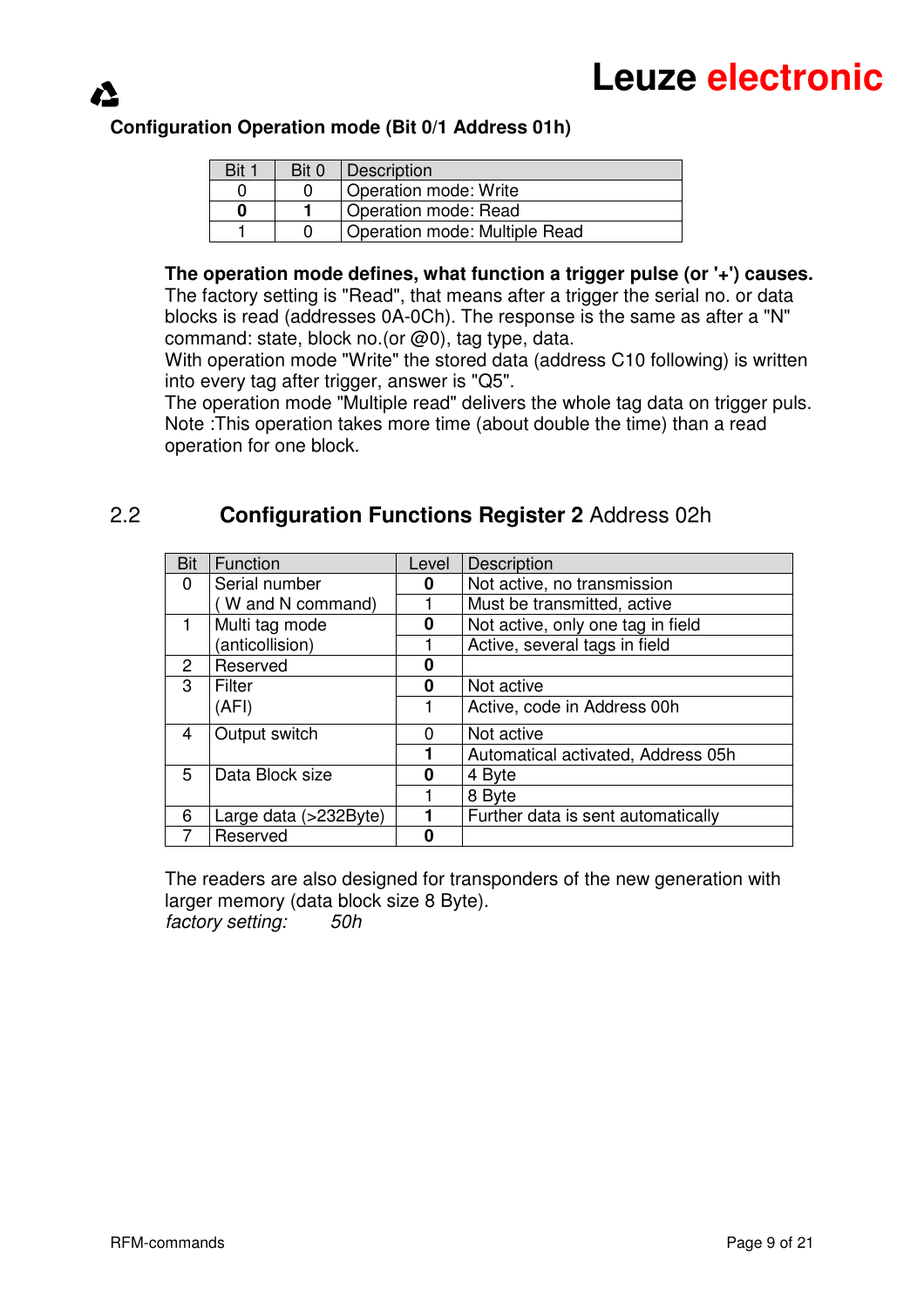**Configuration Operation mode (Bit 0/1 Address 01h)**

| Bit 1 | Bit 0 | Description |
|---|---|---|
| 0 | 0 | Operation mode: Write |
| **0** | **1** | Operation mode: Read |
| 1 | 0 | Operation mode: Multiple Read |

**The operation mode defines, what function a trigger pulse (or '+') causes.**
The factory setting is "Read", that means after a trigger the serial no. or data blocks is read (addresses 0A-0Ch). The response is the same as after a "N" command: state, block no.(or @0), tag type, data.
With operation mode "Write" the stored data (address C10 following) is written into every tag after trigger, answer is "Q5".
The operation mode "Multiple read" delivers the whole tag data on trigger puls.
Note :This operation takes more time (about double the time) than a read operation for one block.

## 2.2 **Configuration Functions Register 2** Address 02h

| Bit | Function | Level | Description |
|---|---|---|---|
| 0 | Serial number | **0** | Not active, no transmission |
| | ( W and N command) | 1 | Must be transmitted, active |
| 1 | Multi tag mode | **0** | Not active, only one tag in field |
| | (anticollision) | 1 | Active, several tags in field |
| 2 | Reserved | **0** | |
| 3 | Filter | **0** | Not active |
| | (AFI) | 1 | Active, code in Address 00h |
| 4 | Output switch | 0 | Not active |
| | | **1** | Automatical activated, Address 05h |
| 5 | Data Block size | **0** | 4 Byte |
| | | 1 | 8 Byte |
| 6 | Large data (>232Byte) | **1** | Further data is sent automatically |
| 7 | Reserved | **0** | |

The readers are also designed for transponders of the new generation with larger memory (data block size 8 Byte).
*factory setting:* *50h*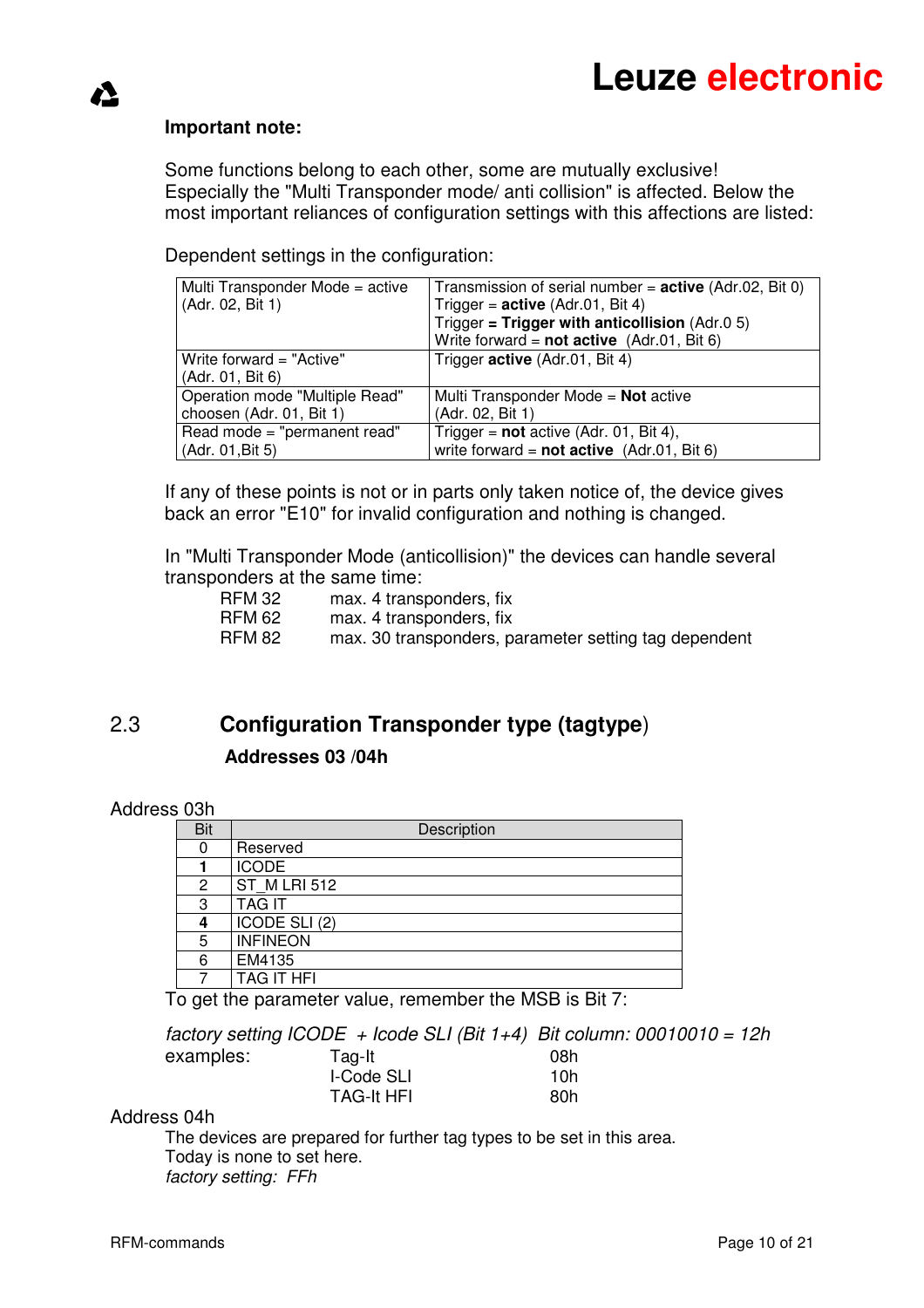**Important note:**

Some functions belong to each other, some are mutually exclusive!
Especially the "Multi Transponder mode/ anti collision" is affected. Below the most important reliances of configuration settings with this affections are listed:

Dependent settings in the configuration:

| | |
|---|---|
| Multi Transponder Mode = active (Adr. 02, Bit 1) | Transmission of serial number = **active** (Adr.02, Bit 0)<br>Trigger = **active** (Adr.01, Bit 4)<br>Trigger **= Trigger with anticollision** (Adr.0 5)<br>Write forward = **not active** (Adr.01, Bit 6) |
| Write forward = "Active" (Adr. 01, Bit 6) | Trigger **active** (Adr.01, Bit 4) |
| Operation mode "Multiple Read" choosen (Adr. 01, Bit 1) | Multi Transponder Mode = **Not** active (Adr. 02, Bit 1) |
| Read mode = "permanent read" (Adr. 01,Bit 5) | Trigger = **not** active (Adr. 01, Bit 4),<br>write forward = **not active** (Adr.01, Bit 6) |

If any of these points is not or in parts only taken notice of, the device gives back an error "E10" for invalid configuration and nothing is changed.

In "Multi Transponder Mode (anticollision)" the devices can handle several transponders at the same time:

| | |
|---|---|
| RFM 32 | max. 4 transponders, fix |
| RFM 62 | max. 4 transponders, fix |
| RFM 82 | max. 30 transponders, parameter setting tag dependent |

## 2.3 Configuration Transponder type (tagtype)

### Addresses 03 /04h

Address 03h

| Bit | Description |
|---|---|
| 0 | Reserved |
| **1** | ICODE |
| 2 | ST_M LRI 512 |
| 3 | TAG IT |
| **4** | ICODE SLI (2) |
| 5 | INFINEON |
| 6 | EM4135 |
| 7 | TAG IT HFI |

To get the parameter value, remember the MSB is Bit 7:

*factory setting ICODE + Icode SLI (Bit 1+4) Bit column: 00010010 = 12h*

| examples: | | |
|---|---|---|
| | Tag-It | 08h |
| | I-Code SLI | 10h |
| | TAG-It HFI | 80h |

Address 04h

The devices are prepared for further tag types to be set in this area.
Today is none to set here.
*factory setting: FFh*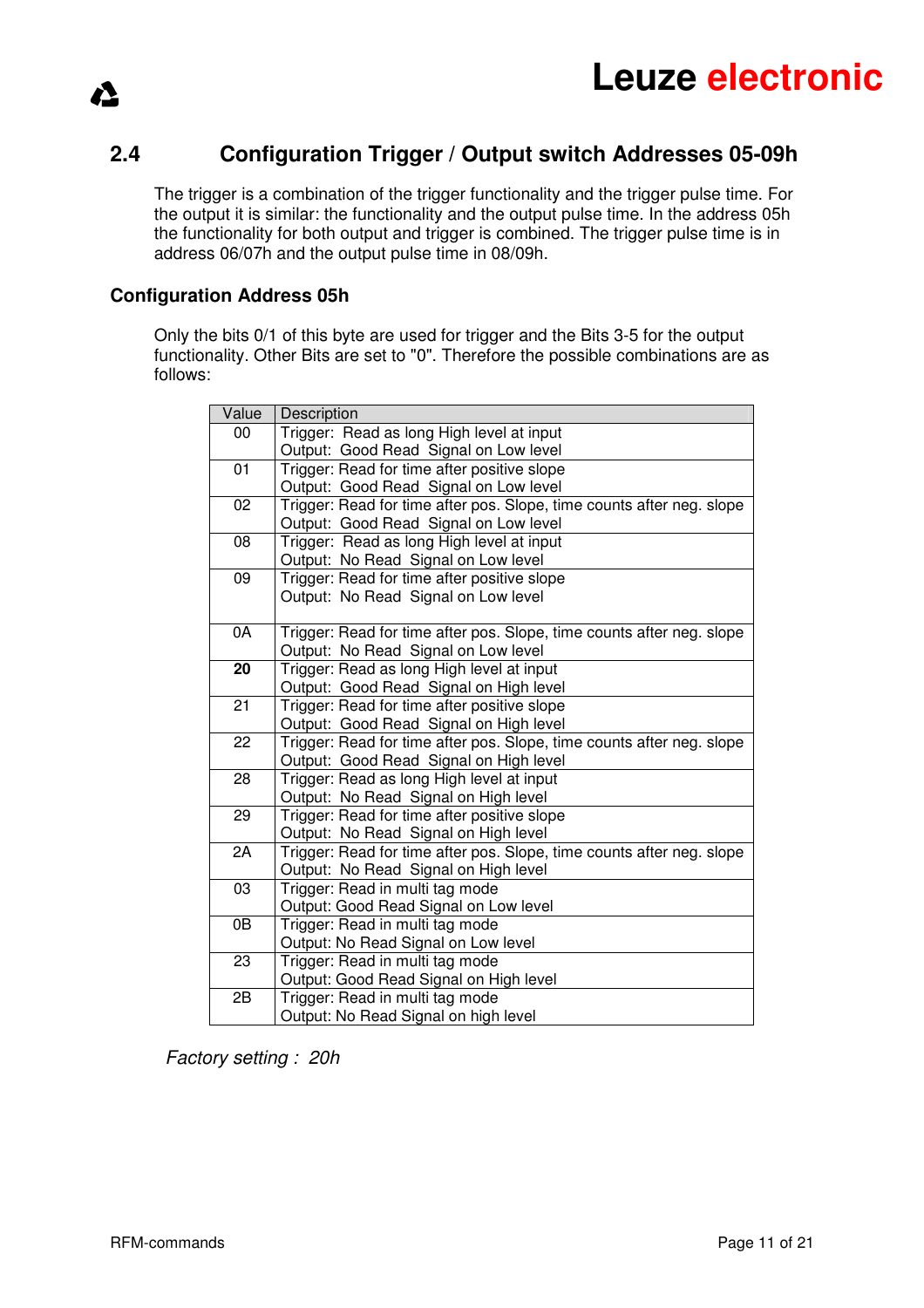## 2.4 Configuration Trigger / Output switch Addresses 05-09h

The trigger is a combination of the trigger functionality and the trigger pulse time. For the output it is similar: the functionality and the output pulse time. In the address 05h the functionality for both output and trigger is combined. The trigger pulse time is in address 06/07h and the output pulse time in 08/09h.

### Configuration Address 05h

Only the bits 0/1 of this byte are used for trigger and the Bits 3-5 for the output functionality. Other Bits are set to "0". Therefore the possible combinations are as follows:

| Value | Description |
|---|---|
| 00 | Trigger: Read as long High level at input<br>Output: Good Read Signal on Low level |
| 01 | Trigger: Read for time after positive slope<br>Output: Good Read Signal on Low level |
| 02 | Trigger: Read for time after pos. Slope, time counts after neg. slope<br>Output: Good Read Signal on Low level |
| 08 | Trigger: Read as long High level at input<br>Output: No Read Signal on Low level |
| 09 | Trigger: Read for time after positive slope<br>Output: No Read Signal on Low level |
| 0A | Trigger: Read for time after pos. Slope, time counts after neg. slope<br>Output: No Read Signal on Low level |
| **20** | Trigger: Read as long High level at input<br>Output: Good Read Signal on High level |
| 21 | Trigger: Read for time after positive slope<br>Output: Good Read Signal on High level |
| 22 | Trigger: Read for time after pos. Slope, time counts after neg. slope<br>Output: Good Read Signal on High level |
| 28 | Trigger: Read as long High level at input<br>Output: No Read Signal on High level |
| 29 | Trigger: Read for time after positive slope<br>Output: No Read Signal on High level |
| 2A | Trigger: Read for time after pos. Slope, time counts after neg. slope<br>Output: No Read Signal on High level |
| 03 | Trigger: Read in multi tag mode<br>Output: Good Read Signal on Low level |
| 0B | Trigger: Read in multi tag mode<br>Output: No Read Signal on Low level |
| 23 | Trigger: Read in multi tag mode<br>Output: Good Read Signal on High level |
| 2B | Trigger: Read in multi tag mode<br>Output: No Read Signal on high level |

*Factory setting : 20h*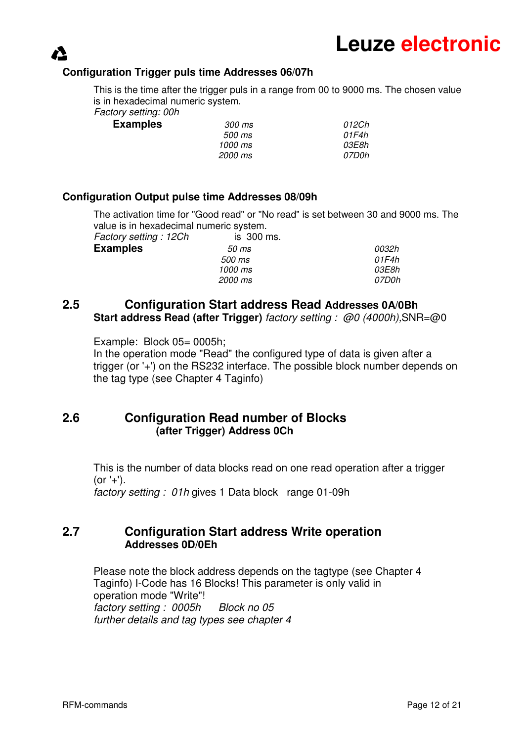### Configuration Trigger puls time Addresses 06/07h

This is the time after the trigger puls in a range from 00 to 9000 ms. The chosen value is in hexadecimal numeric system.
*Factory setting: 00h*

| **Examples** | *300 ms* | *012Ch* |
|---|---|---|
| | *500 ms* | *01F4h* |
| | *1000 ms* | *03E8h* |
| | *2000 ms* | *07D0h* |

### Configuration Output pulse time Addresses 08/09h

The activation time for "Good read" or "No read" is set between 30 and 9000 ms. The value is in hexadecimal numeric system.
*Factory setting : 12Ch* is 300 ms.

| **Examples** | *50 ms* | *0032h* |
|---|---|---|
| | *500 ms* | *01F4h* |
| | *1000 ms* | *03E8h* |
| | *2000 ms* | *07D0h* |

## 2.5 Configuration Start address Read Addresses 0A/0Bh

**Start address Read (after Trigger)** *factory setting : @0 (4000h),*SNR=@0

Example: Block 05= 0005h;
In the operation mode "Read" the configured type of data is given after a trigger (or '+') on the RS232 interface. The possible block number depends on the tag type (see Chapter 4 Taginfo)

## 2.6 Configuration Read number of Blocks (after Trigger) Address 0Ch

This is the number of data blocks read on one read operation after a trigger (or '+').
*factory setting : 01h* gives 1 Data block range 01-09h

## 2.7 Configuration Start address Write operation Addresses 0D/0Eh

Please note the block address depends on the tagtype (see Chapter 4 Taginfo) I-Code has 16 Blocks! This parameter is only valid in operation mode "Write"!
*factory setting : 0005h Block no 05*
*further details and tag types see chapter 4*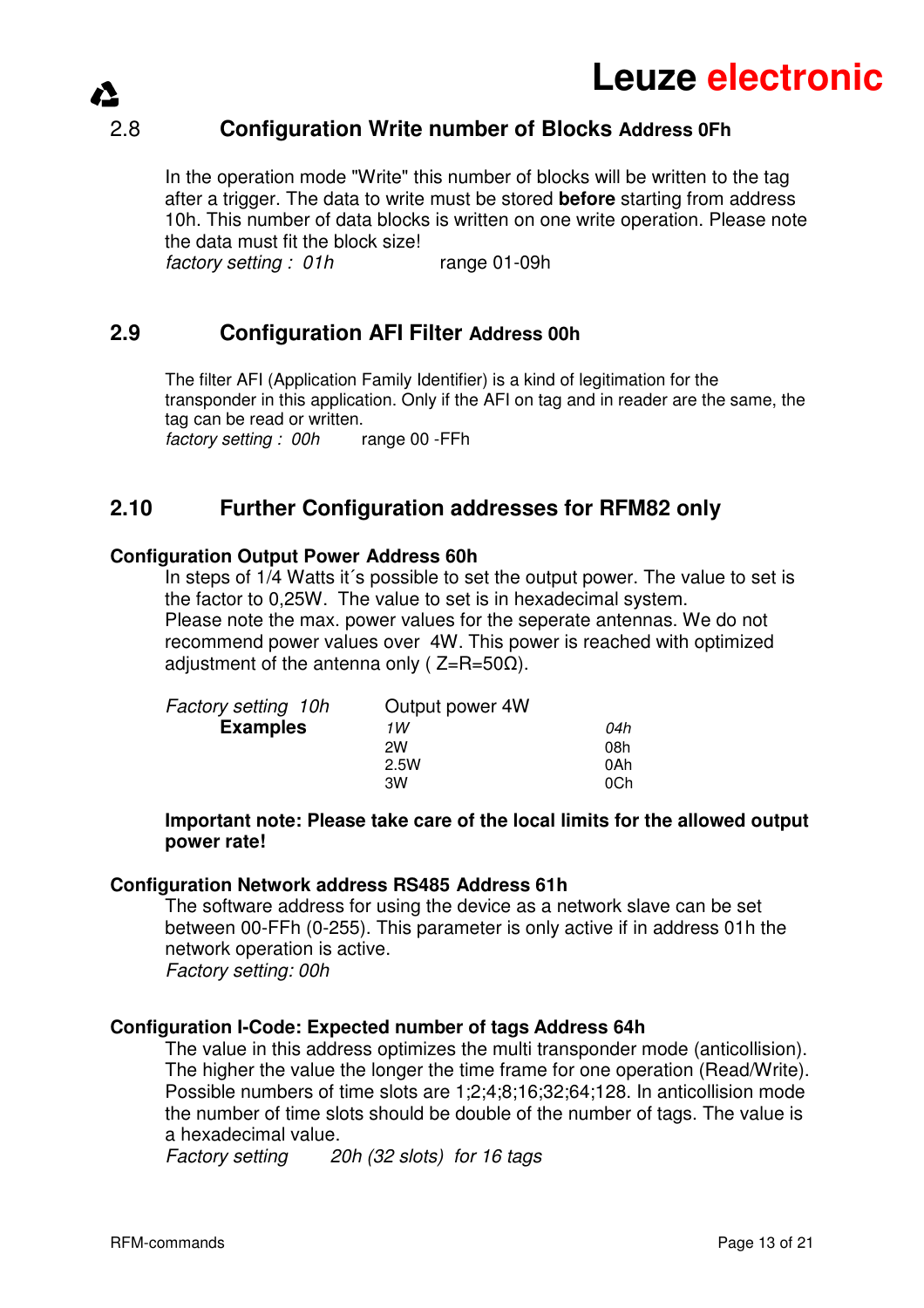## 2.8 Configuration Write number of Blocks Address 0Fh

In the operation mode "Write" this number of blocks will be written to the tag after a trigger. The data to write must be stored **before** starting from address 10h. This number of data blocks is written on one write operation. Please note the data must fit the block size!

*factory setting : 01h* range 01-09h

## 2.9 Configuration AFI Filter Address 00h

The filter AFI (Application Family Identifier) is a kind of legitimation for the transponder in this application. Only if the AFI on tag and in reader are the same, the tag can be read or written.

*factory setting : 00h* range 00 -FFh

## 2.10 Further Configuration addresses for RFM82 only

**Configuration Output Power Address 60h**

In steps of 1/4 Watts it´s possible to set the output power. The value to set is the factor to 0,25W. The value to set is in hexadecimal system.
Please note the max. power values for the seperate antennas. We do not recommend power values over 4W. This power is reached with optimized adjustment of the antenna only ( Z=R=50Ω).

| *Factory setting 10h* | Output power 4W | |
|---|---|---|
| **Examples** | *1W* | *04h* |
| | 2W | 08h |
| | 2.5W | 0Ah |
| | 3W | 0Ch |

**Important note: Please take care of the local limits for the allowed output power rate!**

**Configuration Network address RS485 Address 61h**

The software address for using the device as a network slave can be set between 00-FFh (0-255). This parameter is only active if in address 01h the network operation is active.

*Factory setting: 00h*

**Configuration I-Code: Expected number of tags Address 64h**

The value in this address optimizes the multi transponder mode (anticollision). The higher the value the longer the time frame for one operation (Read/Write). Possible numbers of time slots are 1;2;4;8;16;32;64;128. In anticollision mode the number of time slots should be double of the number of tags. The value is a hexadecimal value.

*Factory setting 20h (32 slots) for 16 tags*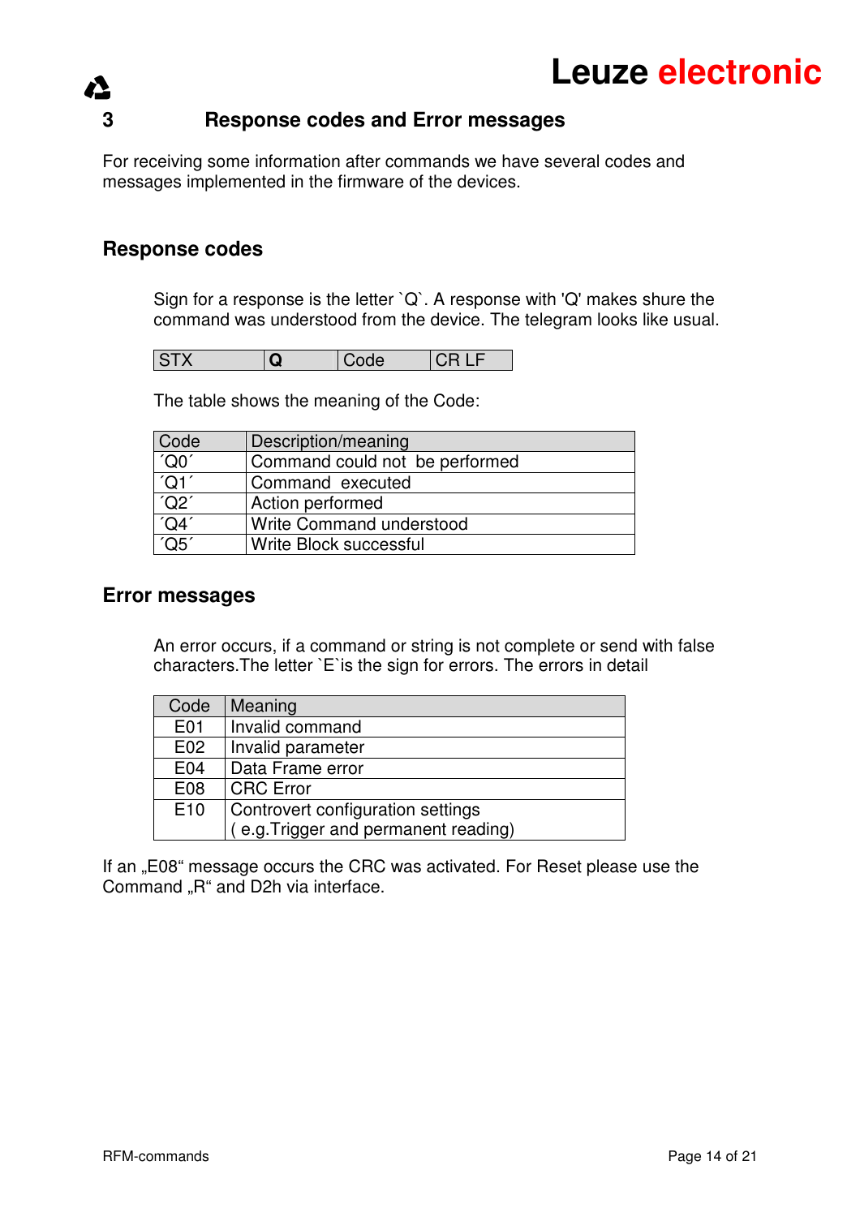## 3 Response codes and Error messages

For receiving some information after commands we have several codes and messages implemented in the firmware of the devices.

### Response codes

Sign for a response is the letter `Q`. A response with 'Q' makes shure the command was understood from the device. The telegram looks like usual.

| STX | **Q** | Code | CR LF |
|---|---|---|---|

The table shows the meaning of the Code:

| Code | Description/meaning |
|---|---|
| ´Q0´ | Command could not be performed |
| ´Q1´ | Command executed |
| ´Q2´ | Action performed |
| ´Q4´ | Write Command understood |
| ´Q5´ | Write Block successful |

### Error messages

An error occurs, if a command or string is not complete or send with false characters.The letter `E`is the sign for errors. The errors in detail

| Code | Meaning |
|---|---|
| E01 | Invalid command |
| E02 | Invalid parameter |
| E04 | Data Frame error |
| E08 | CRC Error |
| E10 | Controvert configuration settings ( e.g.Trigger and permanent reading) |

If an „E08“ message occurs the CRC was activated. For Reset please use the Command „R“ and D2h via interface.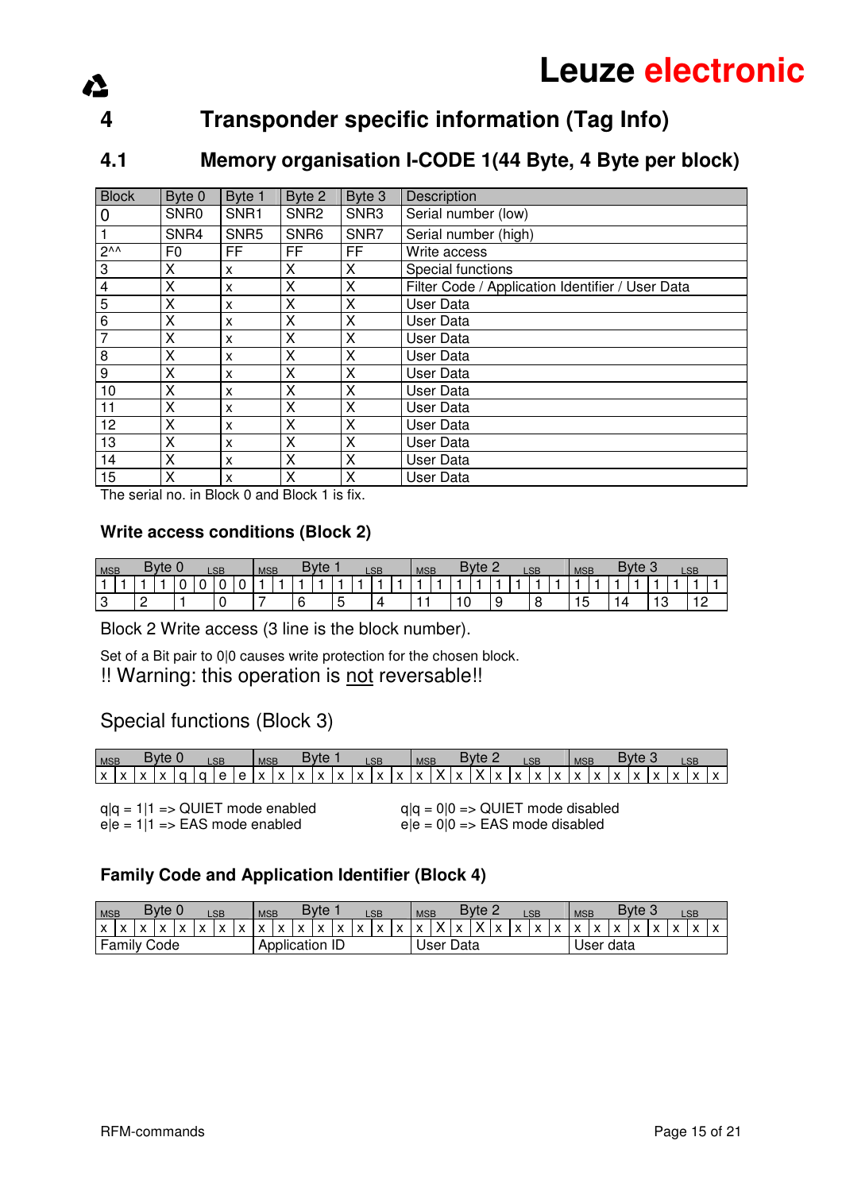# 4 Transponder specific information (Tag Info)

## 4.1 Memory organisation I-CODE 1(44 Byte, 4 Byte per block)

| Block | Byte 0 | Byte 1 | Byte 2 | Byte 3 | Description |
|---|---|---|---|---|---|
| 0 | SNR0 | SNR1 | SNR2 | SNR3 | Serial number (low) |
| 1 | SNR4 | SNR5 | SNR6 | SNR7 | Serial number (high) |
| 2^^ | F0 | FF | FF | FF | Write access |
| 3 | X | x | X | X | Special functions |
| 4 | X | x | X | X | Filter Code / Application Identifier / User Data |
| 5 | X | x | X | X | User Data |
| 6 | X | x | X | X | User Data |
| 7 | X | x | X | X | User Data |
| 8 | X | x | X | X | User Data |
| 9 | X | x | X | X | User Data |
| 10 | X | x | X | X | User Data |
| 11 | X | x | X | X | User Data |
| 12 | X | x | X | X | User Data |
| 13 | X | x | X | X | User Data |
| 14 | X | x | X | X | User Data |
| 15 | X | x | X | X | User Data |

The serial no. in Block 0 and Block 1 is fix.

### Write access conditions (Block 2)

| MSB | Byte 0 | | | | | | LSB | MSB | Byte 1 | | | | | | LSB | MSB | Byte 2 | | | | | | LSB | MSB | Byte 3 | | | | | | LSB |
|---|---|---|---|---|---|---|---|---|---|---|---|---|---|---|---|---|---|---|---|---|---|---|---|---|---|---|---|---|---|---|---|
| 1 | 1 | 1 | 1 | 0 | 0 | 0 | 0 | 1 | 1 | 1 | 1 | 1 | 1 | 1 | 1 | 1 | 1 | 1 | 1 | 1 | 1 | 1 | 1 | 1 | 1 | 1 | 1 | 1 | 1 | 1 | 1 |
| 3 | | 2 | | 1 | | 0 | | 7 | | 6 | | 5 | | 4 | | 11 | | 10 | | 9 | | 8 | | 15 | | 14 | | 13 | | 12 | |

Block 2 Write access (3 line is the block number).

Set of a Bit pair to 0|0 causes write protection for the chosen block.
!! Warning: this operation is not reversable!!

### Special functions (Block 3)

| MSB | Byte 0 | | | | | | LSB | MSB | Byte 1 | | | | | | LSB | MSB | Byte 2 | | | | | | LSB | MSB | Byte 3 | | | | | | LSB |
|---|---|---|---|---|---|---|---|---|---|---|---|---|---|---|---|---|---|---|---|---|---|---|---|---|---|---|---|---|---|---|---|
| x | x | x | x | q | q | e | e | x | x | x | x | x | x | x | x | x | X | x | X | x | x | x | x | x | x | x | x | x | x | x | x |

q|q = 1|1 => QUIET mode enabled
e|e = 1|1 => EAS mode enabled

q|q = 0|0 => QUIET mode disabled
e|e = 0|0 => EAS mode disabled

### Family Code and Application Identifier (Block 4)

| MSB | Byte 0 | | | | | | LSB | MSB | Byte 1 | | | | | | LSB | MSB | Byte 2 | | | | | | LSB | MSB | Byte 3 | | | | | | LSB |
|---|---|---|---|---|---|---|---|---|---|---|---|---|---|---|---|---|---|---|---|---|---|---|---|---|---|---|---|---|---|---|---|
| x | x | x | x | x | x | x | x | x | x | x | x | x | x | x | x | x | X | x | X | x | x | x | x | x | x | x | x | x | x | x | x |
| Family Code | | | | | | | | Application ID | | | | | | | | User Data | | | | | | | | User data | | | | | | | |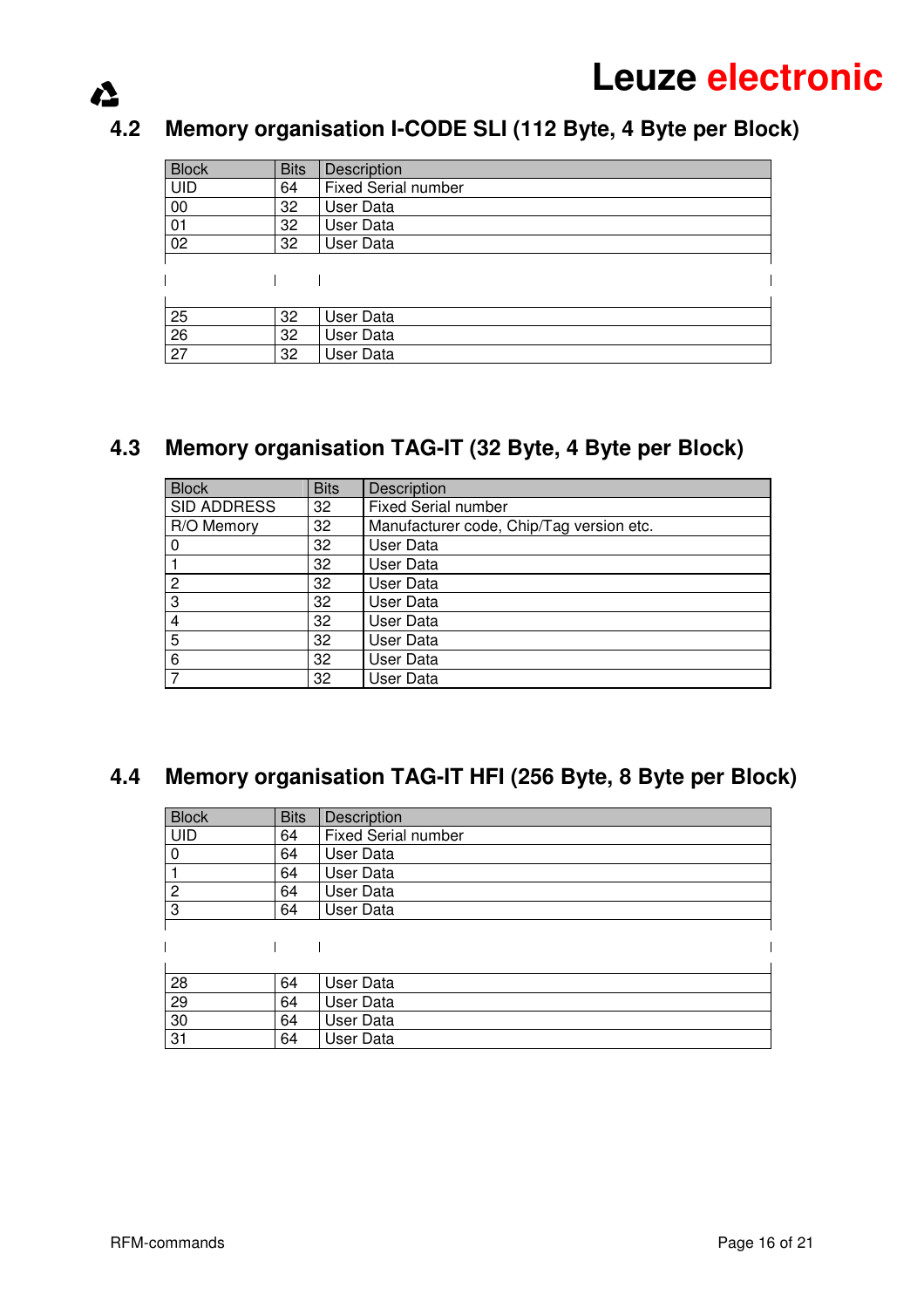## 4.2 Memory organisation I-CODE SLI (112 Byte, 4 Byte per Block)

| Block | Bits | Description |
|---|---|---|
| UID | 64 | Fixed Serial number |
| 00 | 32 | User Data |
| 01 | 32 | User Data |
| 02 | 32 | User Data |
| | | |
| 25 | 32 | User Data |
| 26 | 32 | User Data |
| 27 | 32 | User Data |

## 4.3 Memory organisation TAG-IT (32 Byte, 4 Byte per Block)

| Block | Bits | Description |
|---|---|---|
| SID ADDRESS | 32 | Fixed Serial number |
| R/O Memory | 32 | Manufacturer code, Chip/Tag version etc. |
| 0 | 32 | User Data |
| 1 | 32 | User Data |
| 2 | 32 | User Data |
| 3 | 32 | User Data |
| 4 | 32 | User Data |
| 5 | 32 | User Data |
| 6 | 32 | User Data |
| 7 | 32 | User Data |

## 4.4 Memory organisation TAG-IT HFI (256 Byte, 8 Byte per Block)

| Block | Bits | Description |
|---|---|---|
| UID | 64 | Fixed Serial number |
| 0 | 64 | User Data |
| 1 | 64 | User Data |
| 2 | 64 | User Data |
| 3 | 64 | User Data |
| | | |
| 28 | 64 | User Data |
| 29 | 64 | User Data |
| 30 | 64 | User Data |
| 31 | 64 | User Data |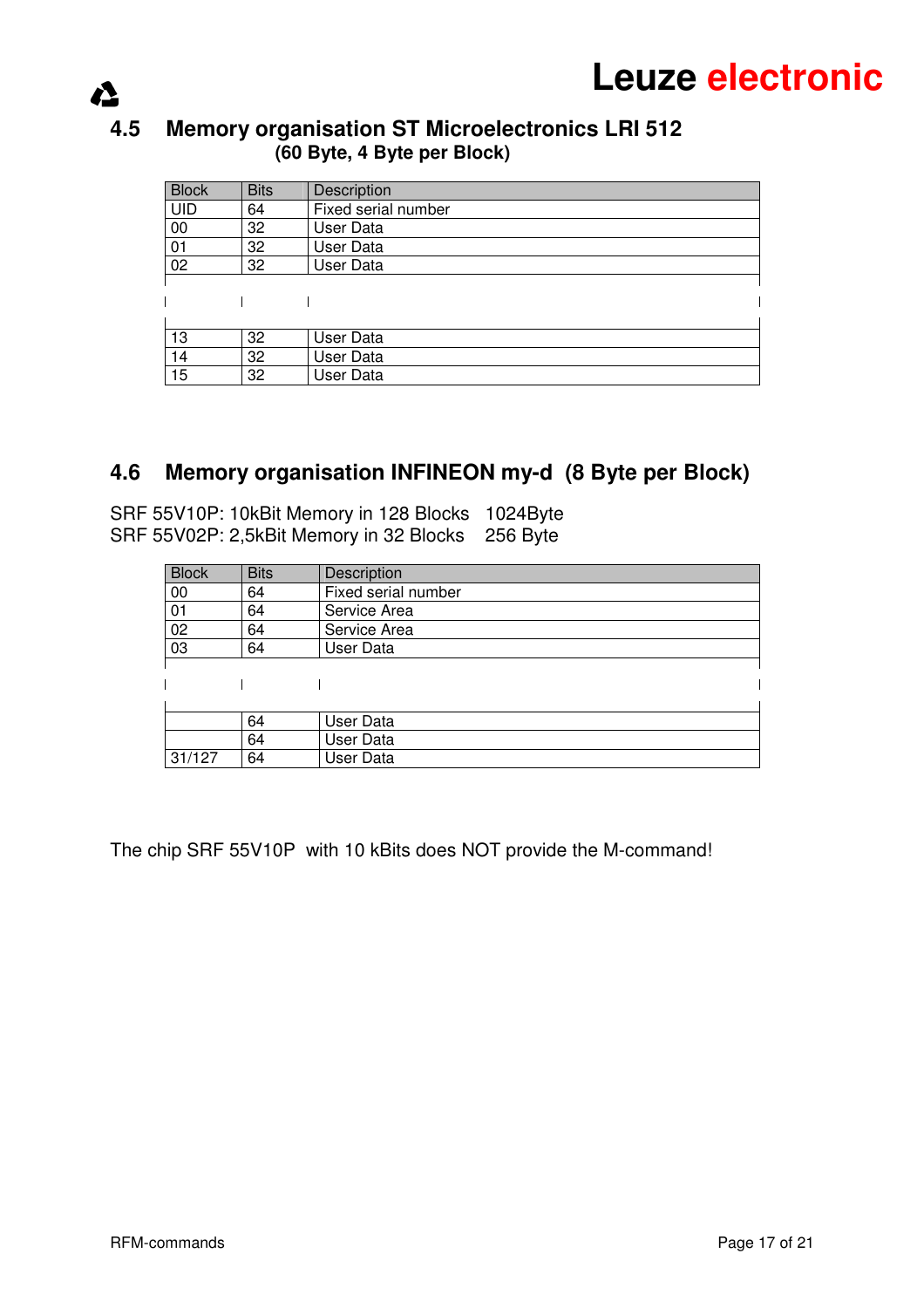## 4.5 Memory organisation ST Microelectronics LRI 512

**(60 Byte, 4 Byte per Block)**

| Block | Bits | Description |
|---|---|---|
| UID | 64 | Fixed serial number |
| 00 | 32 | User Data |
| 01 | 32 | User Data |
| 02 | 32 | User Data |
| | | |
| 13 | 32 | User Data |
| 14 | 32 | User Data |
| 15 | 32 | User Data |

## 4.6 Memory organisation INFINEON my-d (8 Byte per Block)

SRF 55V10P: 10kBit Memory in 128 Blocks 1024Byte
SRF 55V02P: 2,5kBit Memory in 32 Blocks 256 Byte

| Block | Bits | Description |
|---|---|---|
| 00 | 64 | Fixed serial number |
| 01 | 64 | Service Area |
| 02 | 64 | Service Area |
| 03 | 64 | User Data |
| | | |
| | 64 | User Data |
| | 64 | User Data |
| 31/127 | 64 | User Data |

The chip SRF 55V10P with 10 kBits does NOT provide the M-command!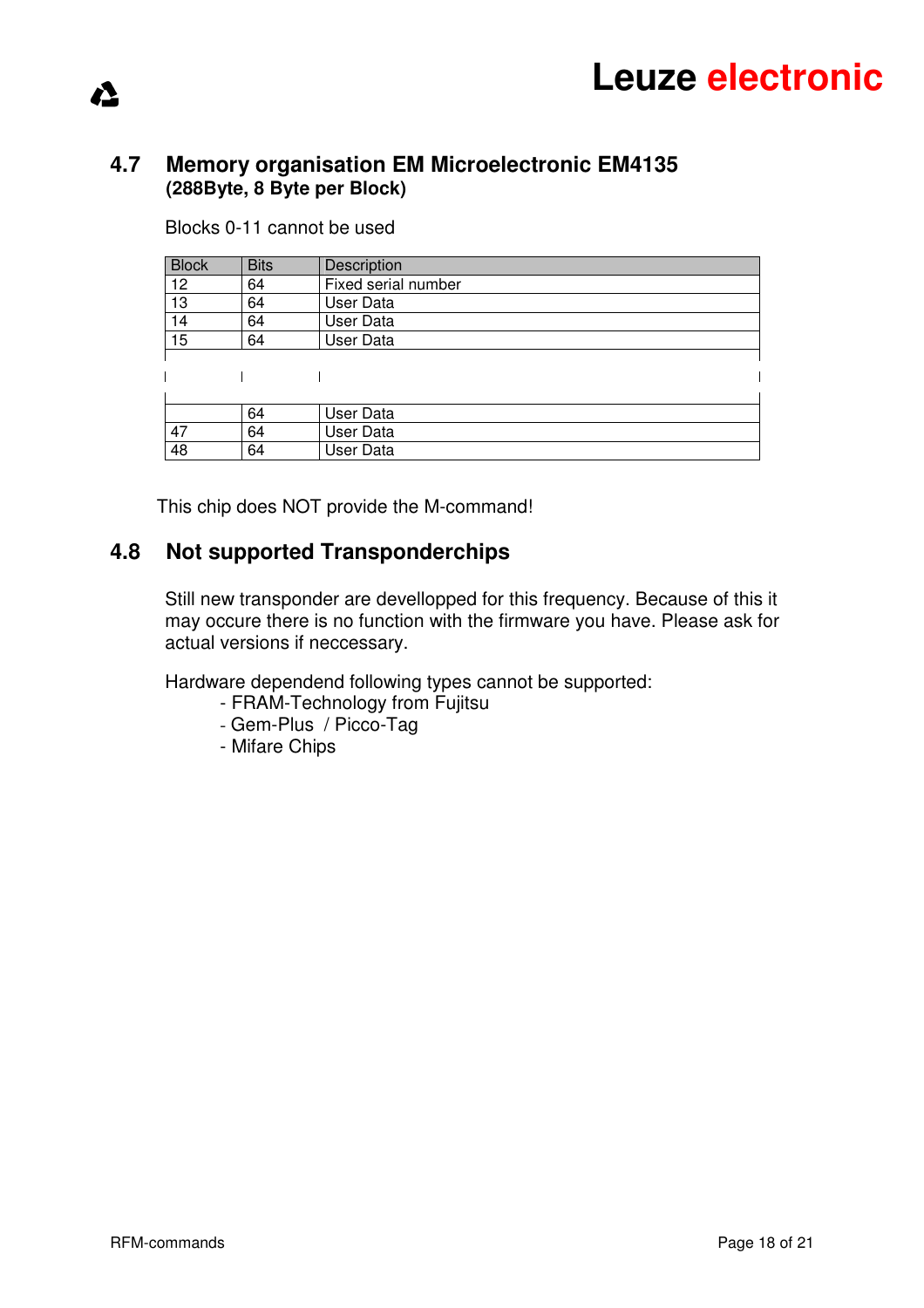## 4.7 Memory organisation EM Microelectronic EM4135
**(288Byte, 8 Byte per Block)**

Blocks 0-11 cannot be used

| Block | Bits | Description |
|---|---|---|
| 12 | 64 | Fixed serial number |
| 13 | 64 | User Data |
| 14 | 64 | User Data |
| 15 | 64 | User Data |
| | | |
| | | |
| | | |
| | 64 | User Data |
| 47 | 64 | User Data |
| 48 | 64 | User Data |

This chip does NOT provide the M-command!

## 4.8 Not supported Transponderchips

Still new transponder are devellopped for this frequency. Because of this it may occure there is no function with the firmware you have. Please ask for actual versions if neccessary.

Hardware dependend following types cannot be supported:

- FRAM-Technology from Fujitsu
- Gem-Plus / Picco-Tag
- Mifare Chips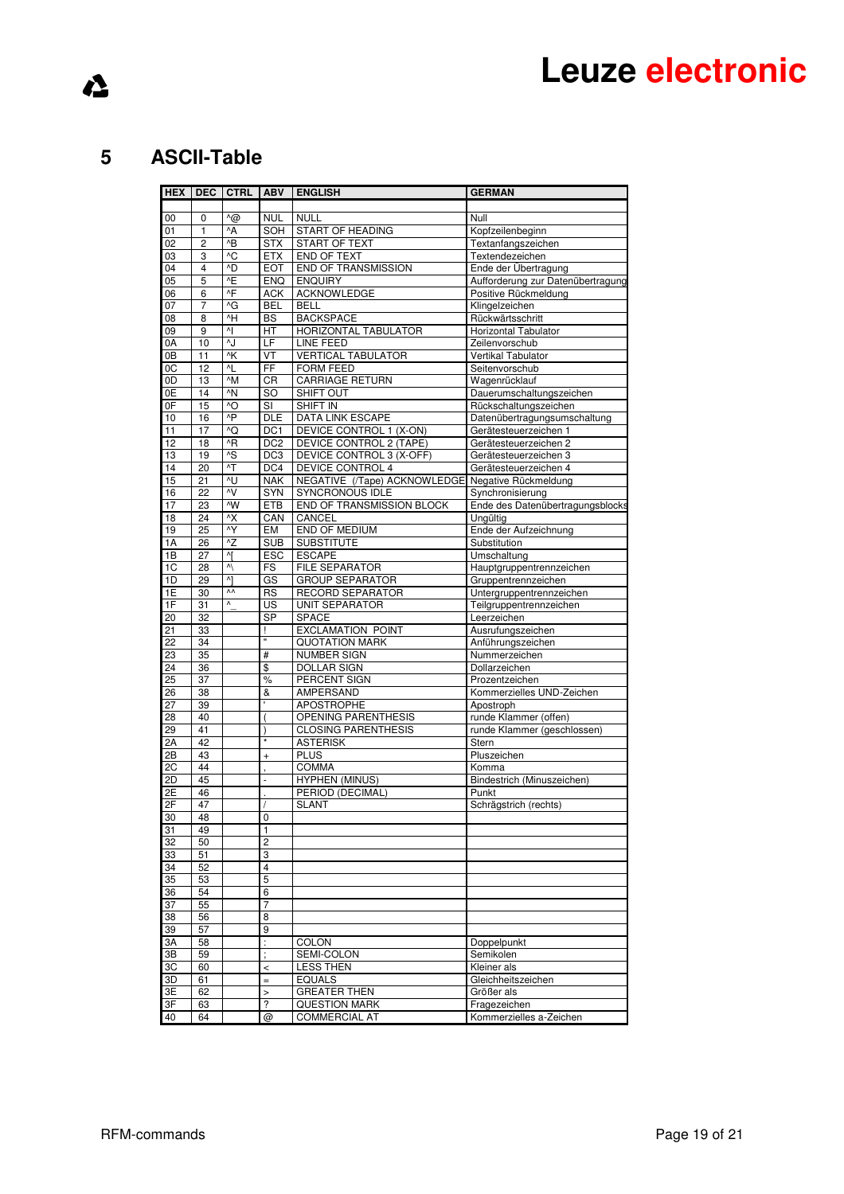# 5 ASCII-Table

| HEX | DEC | CTRL | ABV | ENGLISH | GERMAN |
|---|---|---|---|---|---|
| | | | | | |
| 00 | 0 | ^@ | NUL | NULL | Null |
| 01 | 1 | ^A | SOH | START OF HEADING | Kopfzeilenbeginn |
| 02 | 2 | ^B | STX | START OF TEXT | Textanfangszeichen |
| 03 | 3 | ^C | ETX | END OF TEXT | Textendezeichen |
| 04 | 4 | ^D | EOT | END OF TRANSMISSION | Ende der Übertragung |
| 05 | 5 | ^E | ENQ | ENQUIRY | Aufforderung zur Datenübertragung |
| 06 | 6 | ^F | ACK | ACKNOWLEDGE | Positive Rückmeldung |
| 07 | 7 | ^G | BEL | BELL | Klingelzeichen |
| 08 | 8 | ^H | BS | BACKSPACE | Rückwärtsschritt |
| 09 | 9 | ^I | HT | HORIZONTAL TABULATOR | Horizontal Tabulator |
| 0A | 10 | ^J | LF | LINE FEED | Zeilenvorschub |
| 0B | 11 | ^K | VT | VERTICAL TABULATOR | Vertikal Tabulator |
| 0C | 12 | ^L | FF | FORM FEED | Seitenvorschub |
| 0D | 13 | ^M | CR | CARRIAGE RETURN | Wagenrücklauf |
| 0E | 14 | ^N | SO | SHIFT OUT | Dauerumschaltungszeichen |
| 0F | 15 | ^O | SI | SHIFT IN | Rückschaltungszeichen |
| 10 | 16 | ^P | DLE | DATA LINK ESCAPE | Datenübertragungsumschaltung |
| 11 | 17 | ^Q | DC1 | DEVICE CONTROL 1 (X-ON) | Gerätesteuerzeichen 1 |
| 12 | 18 | ^R | DC2 | DEVICE CONTROL 2 (TAPE) | Gerätesteuerzeichen 2 |
| 13 | 19 | ^S | DC3 | DEVICE CONTROL 3 (X-OFF) | Gerätesteuerzeichen 3 |
| 14 | 20 | ^T | DC4 | DEVICE CONTROL 4 | Gerätesteuerzeichen 4 |
| 15 | 21 | ^U | NAK | NEGATIVE (/Tape) ACKNOWLEDGE | Negative Rückmeldung |
| 16 | 22 | ^V | SYN | SYNCRONOUS IDLE | Synchronisierung |
| 17 | 23 | ^W | ETB | END OF TRANSMISSION BLOCK | Ende des Datenübertragungsblocks |
| 18 | 24 | ^X | CAN | CANCEL | Ungültig |
| 19 | 25 | ^Y | EM | END OF MEDIUM | Ende der Aufzeichnung |
| 1A | 26 | ^Z | SUB | SUBSTITUTE | Substitution |
| 1B | 27 | ^[ | ESC | ESCAPE | Umschaltung |
| 1C | 28 | ^\ | FS | FILE SEPARATOR | Hauptgruppentrennzeichen |
| 1D | 29 | ^] | GS | GROUP SEPARATOR | Gruppentrennzeichen |
| 1E | 30 | ^^ | RS | RECORD SEPARATOR | Untergruppentrennzeichen |
| 1F | 31 | ^_ | US | UNIT SEPARATOR | Teilgruppentrennzeichen |
| 20 | 32 | | SP | SPACE | Leerzeichen |
| 21 | 33 | | ! | EXCLAMATION POINT | Ausrufungszeichen |
| 22 | 34 | | " | QUOTATION MARK | Anführungszeichen |
| 23 | 35 | | # | NUMBER SIGN | Nummerzeichen |
| 24 | 36 | | $ | DOLLAR SIGN | Dollarzeichen |
| 25 | 37 | | % | PERCENT SIGN | Prozentzeichen |
| 26 | 38 | | & | AMPERSAND | Kommerzielles UND-Zeichen |
| 27 | 39 | | ' | APOSTROPHE | Apostroph |
| 28 | 40 | | ( | OPENING PARENTHESIS | runde Klammer (offen) |
| 29 | 41 | | ) | CLOSING PARENTHESIS | runde Klammer (geschlossen) |
| 2A | 42 | | * | ASTERISK | Stern |
| 2B | 43 | | + | PLUS | Pluszeichen |
| 2C | 44 | | , | COMMA | Komma |
| 2D | 45 | | - | HYPHEN (MINUS) | Bindestrich (Minuszeichen) |
| 2E | 46 | | . | PERIOD (DECIMAL) | Punkt |
| 2F | 47 | | / | SLANT | Schrägstrich (rechts) |
| 30 | 48 | | 0 | | |
| 31 | 49 | | 1 | | |
| 32 | 50 | | 2 | | |
| 33 | 51 | | 3 | | |
| 34 | 52 | | 4 | | |
| 35 | 53 | | 5 | | |
| 36 | 54 | | 6 | | |
| 37 | 55 | | 7 | | |
| 38 | 56 | | 8 | | |
| 39 | 57 | | 9 | | |
| 3A | 58 | | : | COLON | Doppelpunkt |
| 3B | 59 | | ; | SEMI-COLON | Semikolen |
| 3C | 60 | | < | LESS THEN | Kleiner als |
| 3D | 61 | | = | EQUALS | Gleichheitszeichen |
| 3E | 62 | | > | GREATER THEN | Größer als |
| 3F | 63 | | ? | QUESTION MARK | Fragezeichen |
| 40 | 64 | | @ | COMMERCIAL AT | Kommerzielles a-Zeichen |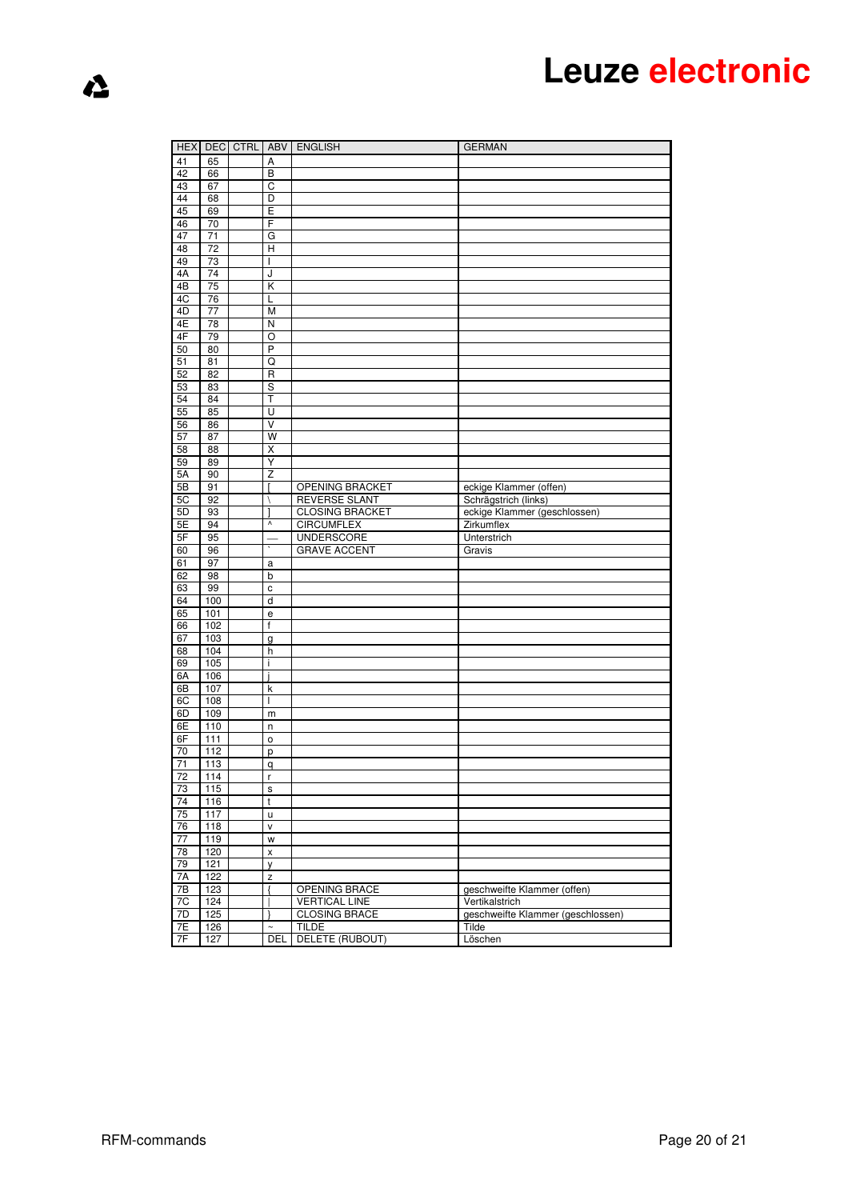| HEX | DEC | CTRL | ABV | ENGLISH | GERMAN |
|---|---|---|---|---|---|
| 41 | 65 | | A | | |
| 42 | 66 | | B | | |
| 43 | 67 | | C | | |
| 44 | 68 | | D | | |
| 45 | 69 | | E | | |
| 46 | 70 | | F | | |
| 47 | 71 | | G | | |
| 48 | 72 | | H | | |
| 49 | 73 | | I | | |
| 4A | 74 | | J | | |
| 4B | 75 | | K | | |
| 4C | 76 | | L | | |
| 4D | 77 | | M | | |
| 4E | 78 | | N | | |
| 4F | 79 | | O | | |
| 50 | 80 | | P | | |
| 51 | 81 | | Q | | |
| 52 | 82 | | R | | |
| 53 | 83 | | S | | |
| 54 | 84 | | T | | |
| 55 | 85 | | U | | |
| 56 | 86 | | V | | |
| 57 | 87 | | W | | |
| 58 | 88 | | X | | |
| 59 | 89 | | Y | | |
| 5A | 90 | | Z | | |
| 5B | 91 | | [ | OPENING BRACKET | eckige Klammer (offen) |
| 5C | 92 | | \ | REVERSE SLANT | Schrägstrich (links) |
| 5D | 93 | | ] | CLOSING BRACKET | eckige Klammer (geschlossen) |
| 5E | 94 | | ^ | CIRCUMFLEX | Zirkumflex |
| 5F | 95 | | _ | UNDERSCORE | Unterstrich |
| 60 | 96 | | ` | GRAVE ACCENT | Gravis |
| 61 | 97 | | a | | |
| 62 | 98 | | b | | |
| 63 | 99 | | c | | |
| 64 | 100 | | d | | |
| 65 | 101 | | e | | |
| 66 | 102 | | f | | |
| 67 | 103 | | g | | |
| 68 | 104 | | h | | |
| 69 | 105 | | i | | |
| 6A | 106 | | j | | |
| 6B | 107 | | k | | |
| 6C | 108 | | l | | |
| 6D | 109 | | m | | |
| 6E | 110 | | n | | |
| 6F | 111 | | o | | |
| 70 | 112 | | p | | |
| 71 | 113 | | q | | |
| 72 | 114 | | r | | |
| 73 | 115 | | s | | |
| 74 | 116 | | t | | |
| 75 | 117 | | u | | |
| 76 | 118 | | v | | |
| 77 | 119 | | w | | |
| 78 | 120 | | x | | |
| 79 | 121 | | y | | |
| 7A | 122 | | z | | |
| 7B | 123 | | { | OPENING BRACE | geschweifte Klammer (offen) |
| 7C | 124 | | \| | VERTICAL LINE | Vertikalstrich |
| 7D | 125 | | } | CLOSING BRACE | geschweifte Klammer (geschlossen) |
| 7E | 126 | | ~ | TILDE | Tilde |
| 7F | 127 | | DEL | DELETE (RUBOUT) | Löschen |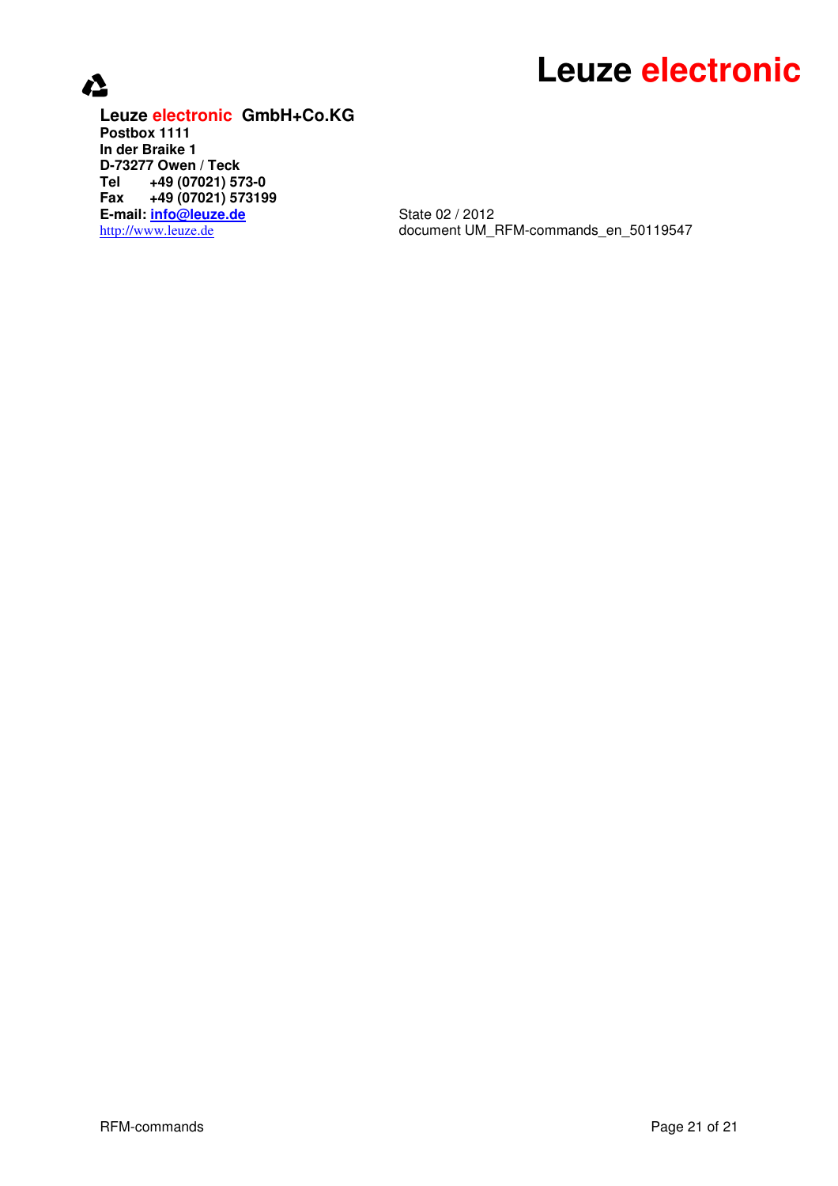**Leuze electronic**

**Leuze electronic GmbH+Co.KG**
**Postbox 1111**
**In der Braike 1**
**D-73277 Owen / Teck**
**Tel +49 (07021) 573-0**
**Fax +49 (07021) 573199**
**E-mail: info@leuze.de**
http://www.leuze.de

State 02 / 2012
document UM_RFM-commands_en_50119547